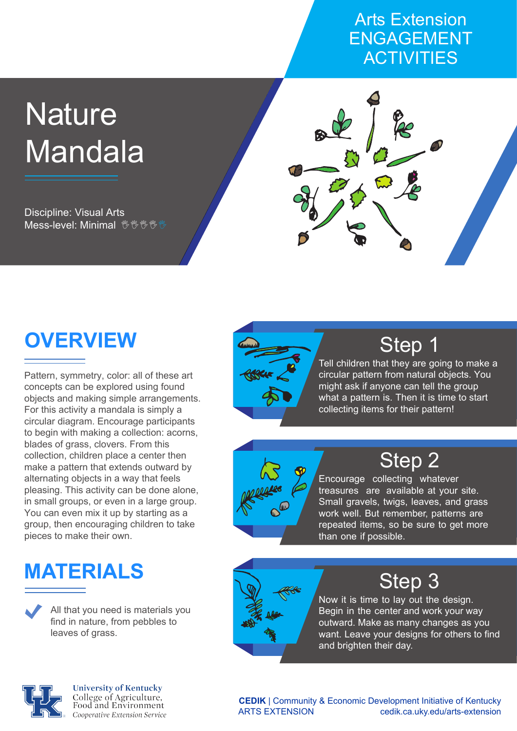Arts Extension ENGAGEMENT ACTIVITIES

# Nature Mandala

Discipline: Visual Arts
Mess-level: Minimal

## OVERVIEW

Pattern, symmetry, color: all of these art concepts can be explored using found objects and making simple arrangements. For this activity a mandala is simply a circular diagram. Encourage participants to begin with making a collection: acorns, blades of grass, clovers. From this collection, children place a center then make a pattern that extends outward by alternating objects in a way that feels pleasing. This activity can be done alone, in small groups, or even in a large group. You can even mix it up by starting as a group, then encouraging children to take pieces to make their own.

## MATERIALS

- All that you need is materials you find in nature, from pebbles to leaves of grass.

## Step 1

Tell children that they are going to make a circular pattern from natural objects. You might ask if anyone can tell the group what a pattern is. Then it is time to start collecting items for their pattern!

## Step 2

Encourage collecting whatever treasures are available at your site. Small gravels, twigs, leaves, and grass work well. But remember, patterns are repeated items, so be sure to get more than one if possible.

## Step 3

Now it is time to lay out the design. Begin in the center and work your way outward. Make as many changes as you want. Leave your designs for others to find and brighten their day.

University of Kentucky
College of Agriculture, Food and Environment
Cooperative Extension Service

**CEDIK** | Community & Economic Development Initiative of Kentucky
ARTS EXTENSION
cedik.ca.uky.edu/arts-extension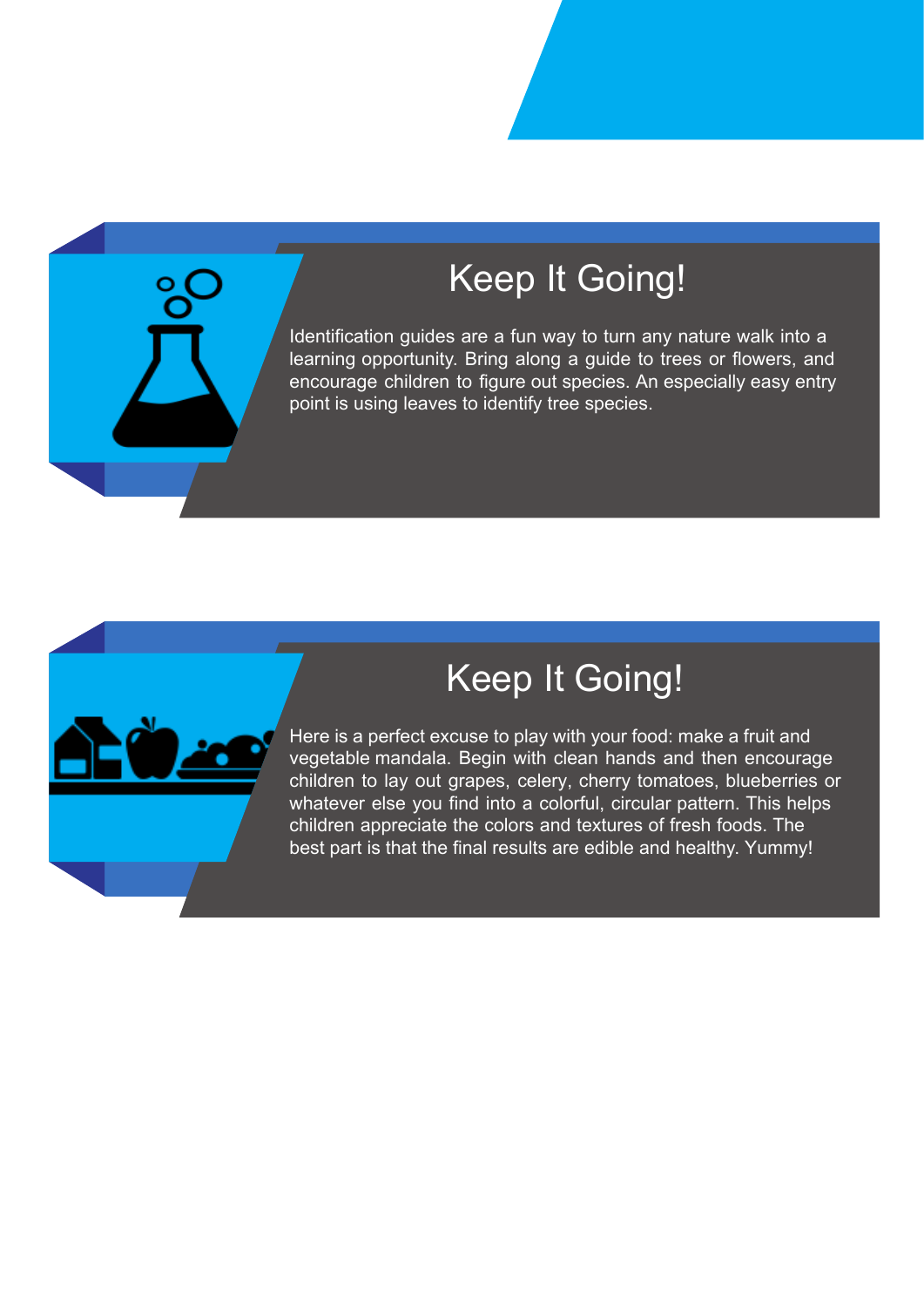## Keep It Going!

Identification guides are a fun way to turn any nature walk into a learning opportunity. Bring along a guide to trees or flowers, and encourage children to figure out species. An especially easy entry point is using leaves to identify tree species.

## Keep It Going!

Here is a perfect excuse to play with your food: make a fruit and vegetable mandala. Begin with clean hands and then encourage children to lay out grapes, celery, cherry tomatoes, blueberries or whatever else you find into a colorful, circular pattern. This helps children appreciate the colors and textures of fresh foods. The best part is that the final results are edible and healthy. Yummy!